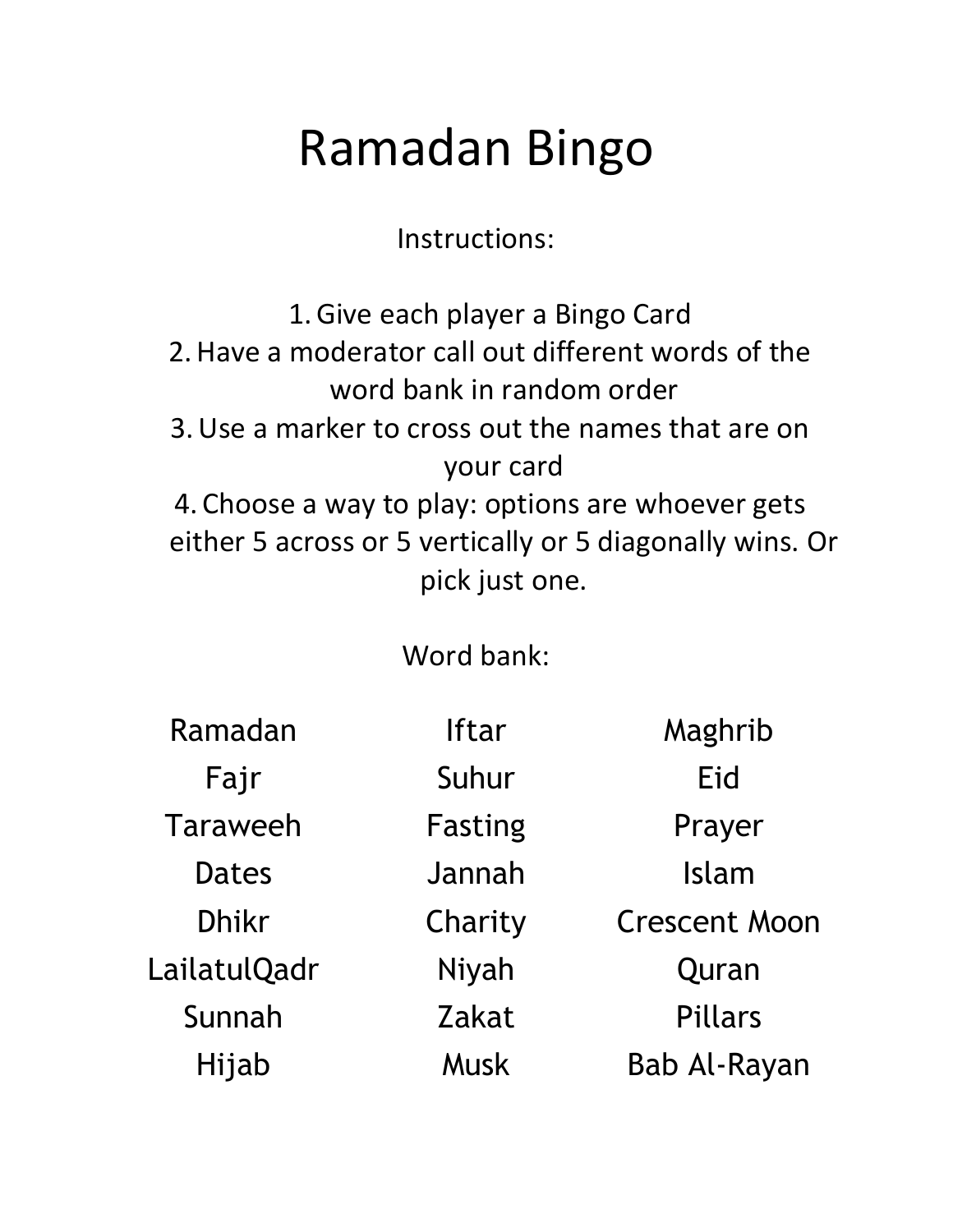# Ramadan Bingo

Instructions:

1. Give each player a Bingo Card
2. Have a moderator call out different words of the word bank in random order
3. Use a marker to cross out the names that are on your card
4. Choose a way to play: options are whoever gets either 5 across or 5 vertically or 5 diagonally wins. Or pick just one.

Word bank:

| | | |
|---|---|---|
| Ramadan | Iftar | Maghrib |
| Fajr | Suhur | Eid |
| Taraweeh | Fasting | Prayer |
| Dates | Jannah | Islam |
| Dhikr | Charity | Crescent Moon |
| LailatulQadr | Niyah | Quran |
| Sunnah | Zakat | Pillars |
| Hijab | Musk | Bab Al-Rayan |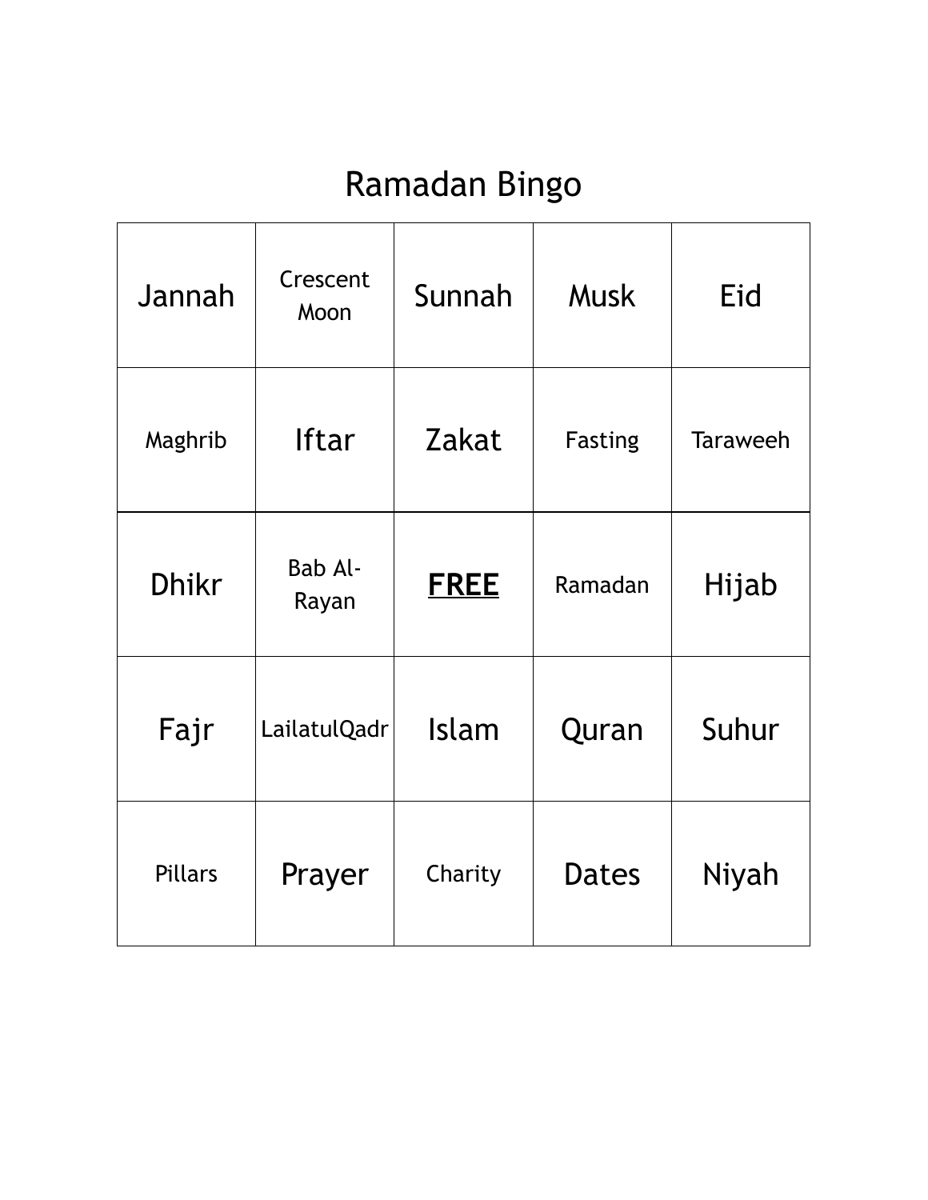# Ramadan Bingo

| | | | | |
|---|---|---|---|---|
| Jannah | Crescent Moon | Sunnah | Musk | Eid |
| Maghrib | Iftar | Zakat | Fasting | Taraweeh |
| Dhikr | Bab Al-Rayan | **FREE** | Ramadan | Hijab |
| Fajr | LailatulQadr | Islam | Quran | Suhur |
| Pillars | Prayer | Charity | Dates | Niyah |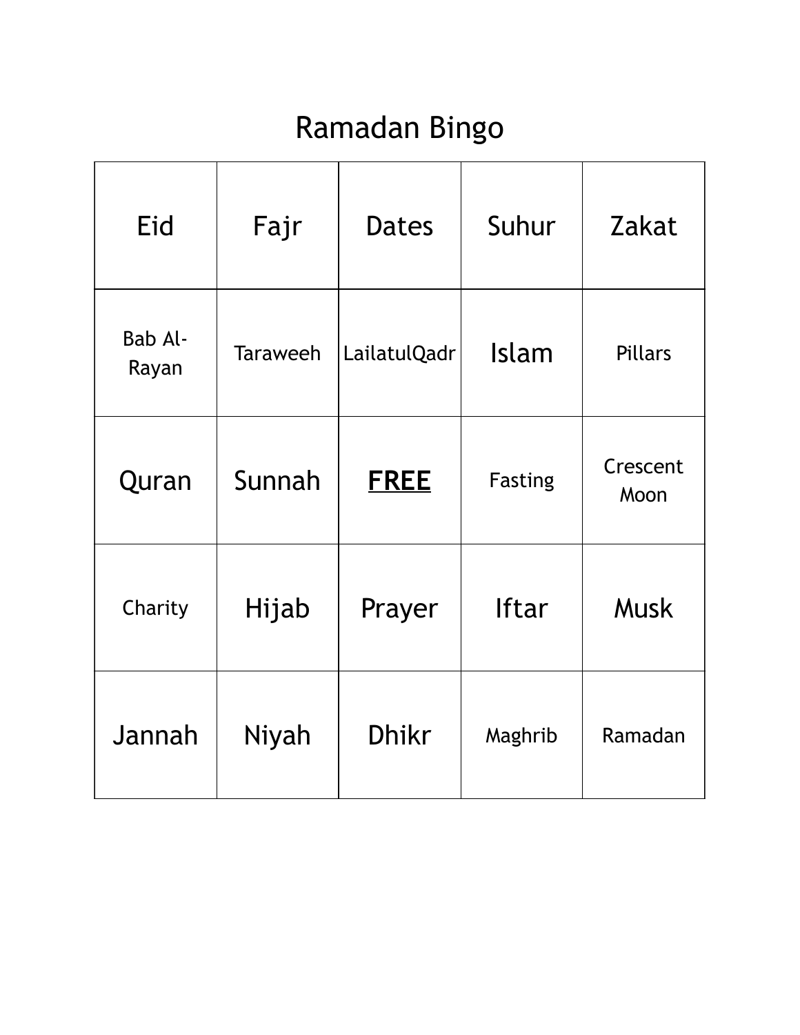# Ramadan Bingo

| | | | | |
|---|---|---|---|---|
| Eid | Fajr | Dates | Suhur | Zakat |
| Bab Al-Rayan | Taraweeh | LailatulQadr | Islam | Pillars |
| Quran | Sunnah | **FREE** | Fasting | Crescent Moon |
| Charity | Hijab | Prayer | Iftar | Musk |
| Jannah | Niyah | Dhikr | Maghrib | Ramadan |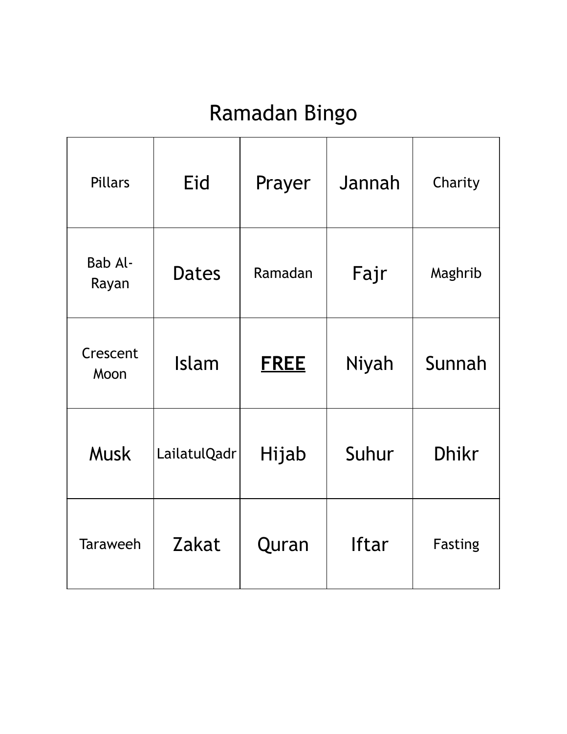# Ramadan Bingo

| | | | | |
|---|---|---|---|---|
| Pillars | Eid | Prayer | Jannah | Charity |
| Bab Al-Rayan | Dates | Ramadan | Fajr | Maghrib |
| Crescent Moon | Islam | **FREE** | Niyah | Sunnah |
| Musk | LailatulQadr | Hijab | Suhur | Dhikr |
| Taraweeh | Zakat | Quran | Iftar | Fasting |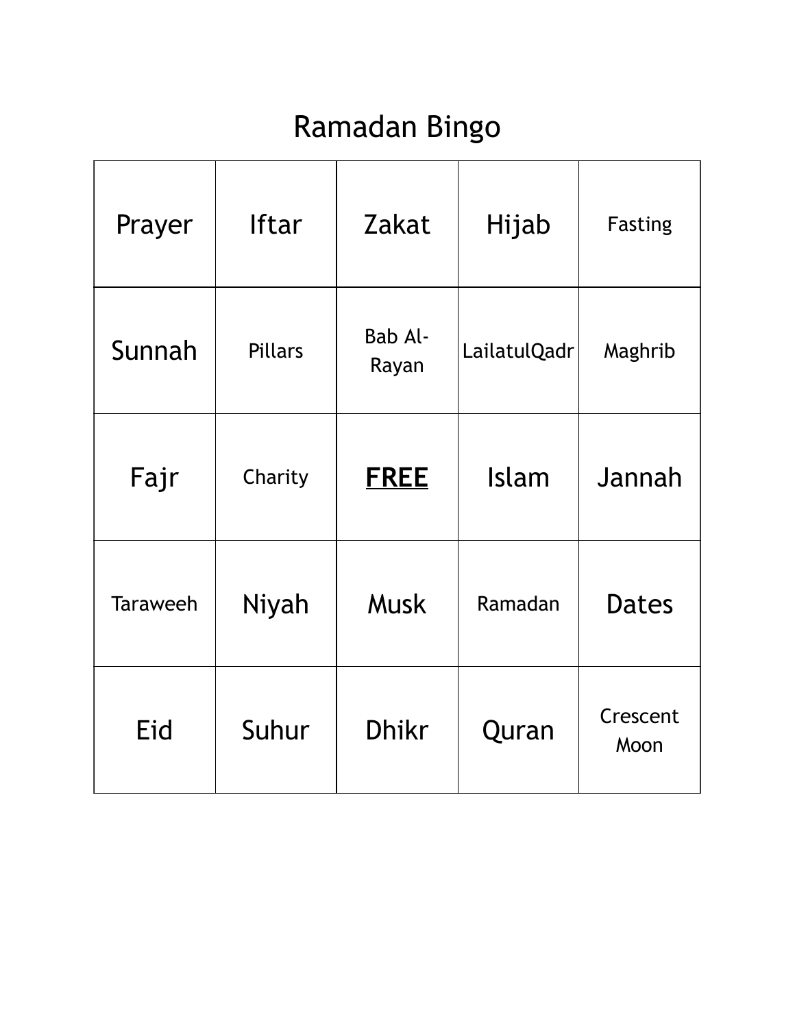# Ramadan Bingo

| | | | | |
|---|---|---|---|---|
| Prayer | Iftar | Zakat | Hijab | Fasting |
| Sunnah | Pillars | Bab Al-Rayan | LailatulQadr | Maghrib |
| Fajr | Charity | **FREE** | Islam | Jannah |
| Taraweeh | Niyah | Musk | Ramadan | Dates |
| Eid | Suhur | Dhikr | Quran | Crescent Moon |